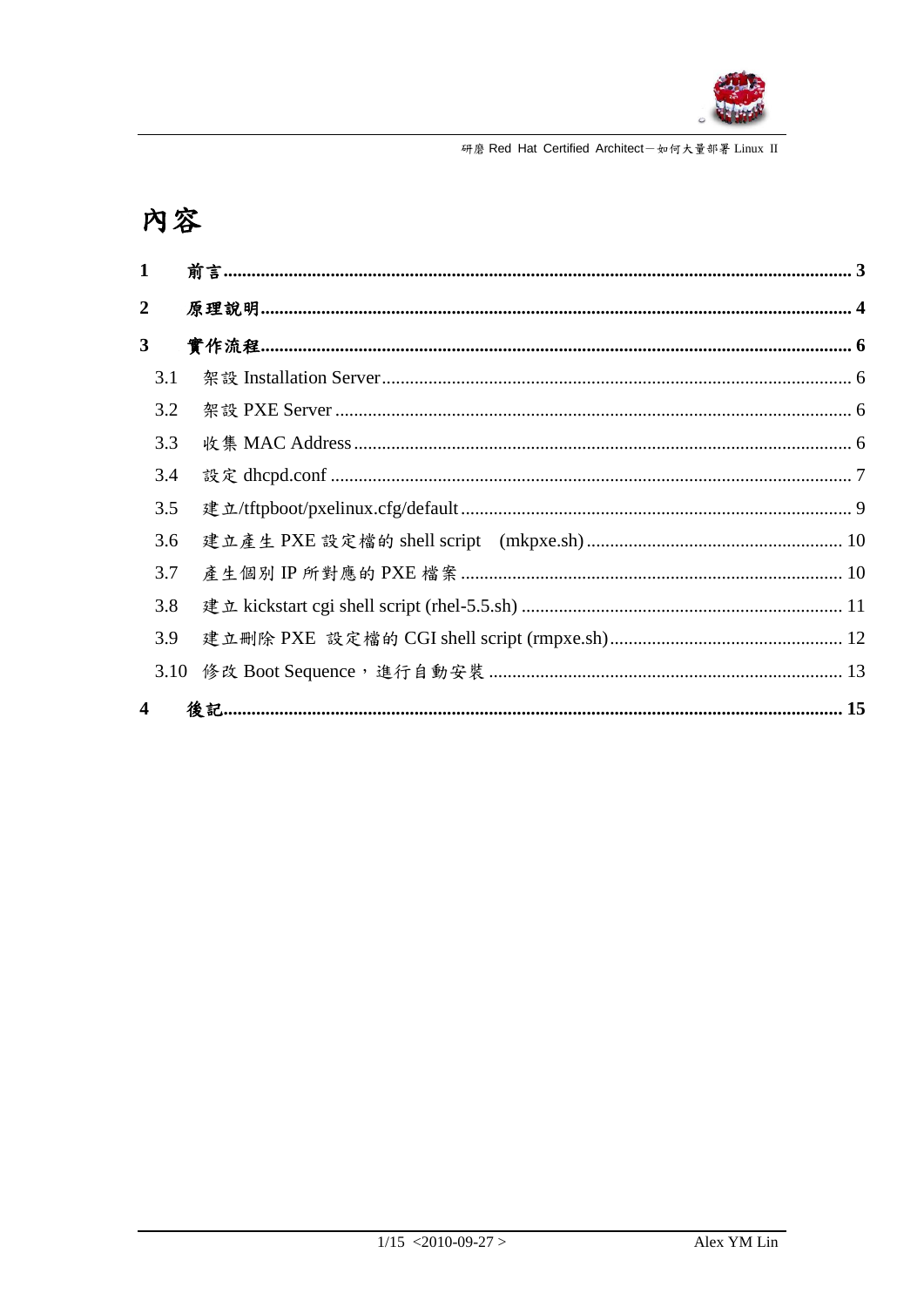# 內容

1 前言 ........ 3

2 原理說明 ........ 4

3 實作流程 ........ 6

- 3.1 架設 Installation Server ........ 6
- 3.2 架設 PXE Server ........ 6
- 3.3 收集 MAC Address ........ 6
- 3.4 設定 dhcpd.conf ........ 7
- 3.5 建立/tftpboot/pxelinux.cfg/default ........ 9
- 3.6 建立產生 PXE 設定檔的 shell script (mkpxe.sh) ........ 10
- 3.7 產生個別 IP 所對應的 PXE 檔案 ........ 10
- 3.8 建立 kickstart cgi shell script (rhel-5.5.sh) ........ 11
- 3.9 建立刪除 PXE 設定檔的 CGI shell script (rmpxe.sh) ........ 12
- 3.10 修改 Boot Sequence，進行自動安裝 ........ 13

4 後記 ........ 15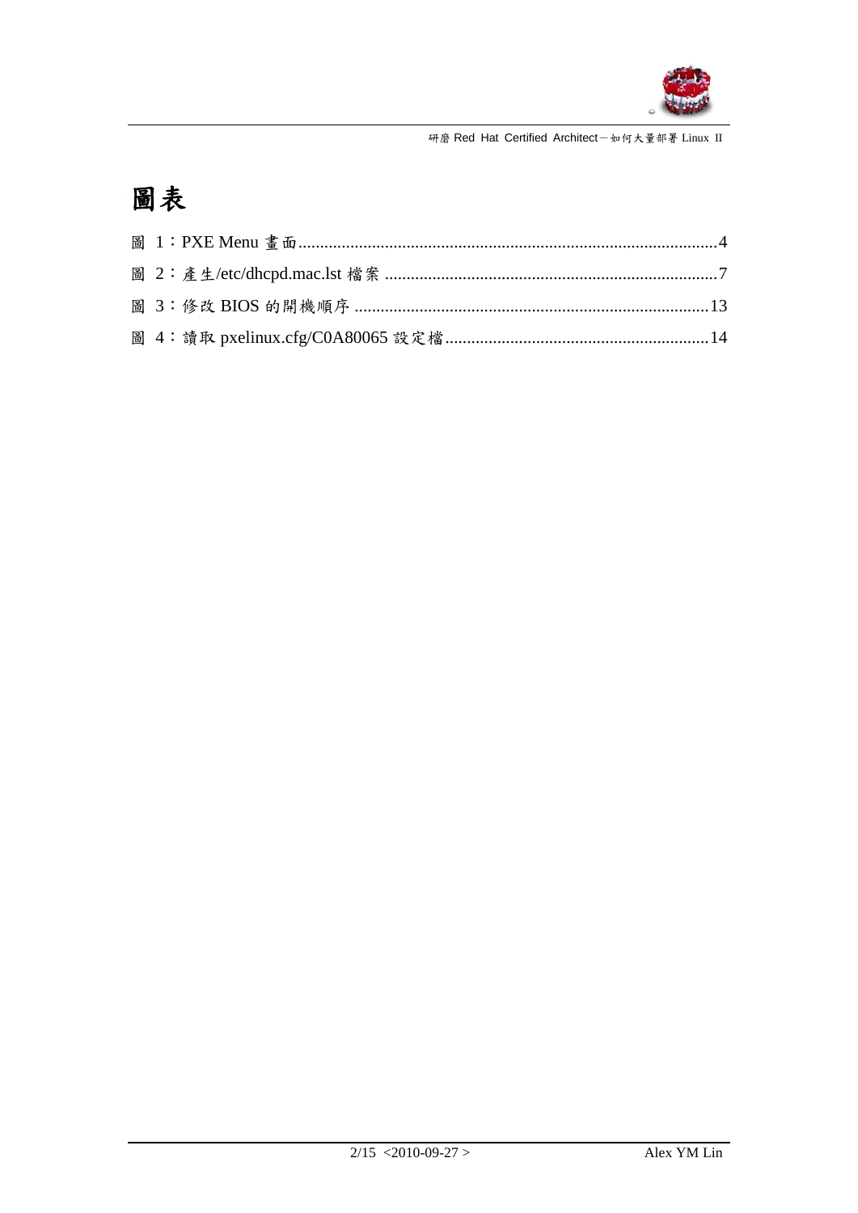# 圖表

圖 1：PXE Menu 畫面......................................................................................................4

圖 2：產生/etc/dhcpd.mac.lst 檔案 ...............................................................................7

圖 3：修改 BIOS 的開機順序 .....................................................................................13

圖 4：讀取 pxelinux.cfg/C0A80065 設定檔...............................................................14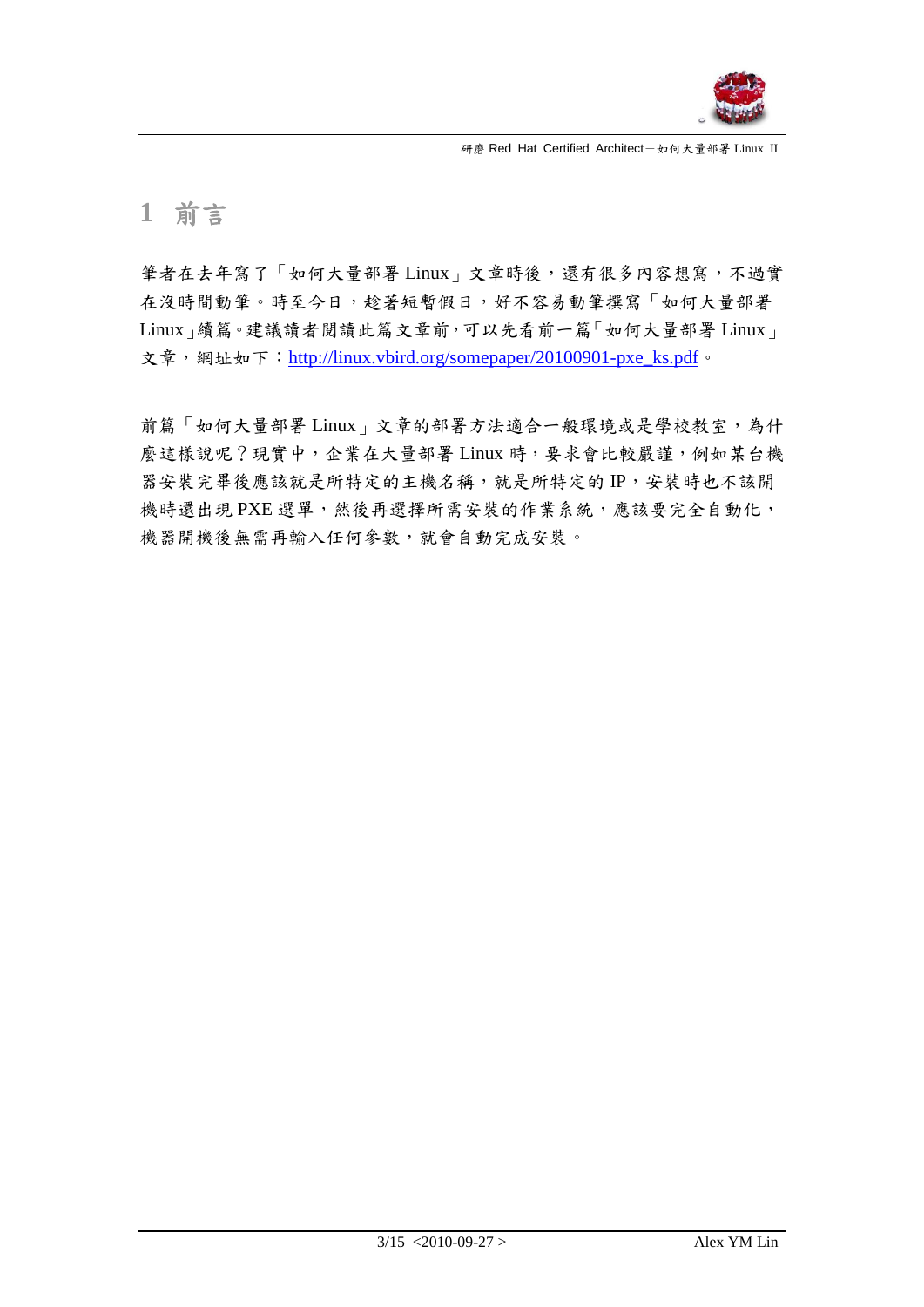# 1 前言

筆者在去年寫了「如何大量部署 Linux」文章時後，還有很多內容想寫，不過實在沒時間動筆。時至今日，趁著短暫假日，好不容易動筆撰寫「如何大量部署 Linux」續篇。建議讀者閱讀此篇文章前，可以先看前一篇「如何大量部署 Linux」文章，網址如下：http://linux.vbird.org/somepaper/20100901-pxe_ks.pdf。

前篇「如何大量部署 Linux」文章的部署方法適合一般環境或是學校教室，為什麼這樣說呢？現實中，企業在大量部署 Linux 時，要求會比較嚴謹，例如某台機器安裝完畢後應該就是所特定的主機名稱，就是所特定的 IP，安裝時也不該開機時還出現 PXE 選單，然後再選擇所需安裝的作業系統，應該要完全自動化，機器開機後無需再輸入任何參數，就會自動完成安裝。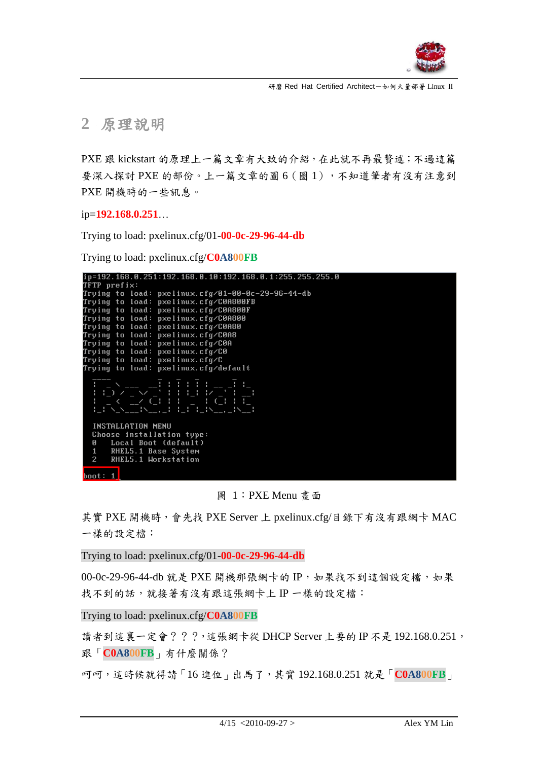## 2 原理說明

PXE 跟 kickstart 的原理上一篇文章有大致的介紹，在此就不再最贅述；不過這篇要深入探討 PXE 的部份。上一篇文章的圖 6（圖 1），不知道筆者有沒有注意到 PXE 開機時的一些訊息。

ip=**192.168.0.251**…

Trying to load: pxelinux.cfg/01-**00-0c-29-96-44-db**

Trying to load: pxelinux.cfg/**C0A800FB**

```
ip=192.168.0.251:192.168.0.10:192.168.0.1:255.255.255.0
TFTP prefix:
Trying to load: pxelinux.cfg/01-00-0c-29-96-44-db
Trying to load: pxelinux.cfg/C0A800FB
Trying to load: pxelinux.cfg/C0A800F
Trying to load: pxelinux.cfg/C0A800
Trying to load: pxelinux.cfg/C0A80
Trying to load: pxelinux.cfg/C0A8
Trying to load: pxelinux.cfg/C0A
Trying to load: pxelinux.cfg/C0
Trying to load: pxelinux.cfg/C
Trying to load: pxelinux.cfg/default

 INSTALLATION MENU
 Choose installation type:
 0   Local Boot (default)
 1   RHEL5.1 Base System
 2   RHEL5.1 Workstation

boot: 1
```

圖 1：PXE Menu 畫面

其實 PXE 開機時，會先找 PXE Server 上 pxelinux.cfg/目錄下有沒有跟網卡 MAC 一樣的設定檔：

Trying to load: pxelinux.cfg/01-**00-0c-29-96-44-db**

00-0c-29-96-44-db 就是 PXE 開機那張網卡的 IP，如果找不到這個設定檔，如果找不到的話，就接著有沒有跟這張網卡上 IP 一樣的設定檔：

Trying to load: pxelinux.cfg/**C0A800FB**

讀者到這裏一定會？？？，這張網卡從 DHCP Server 上要的 IP 不是 192.168.0.251，跟「**C0A800FB**」有什麼關係？

呵呵，這時候就得請「16 進位」出馬了，其實 192.168.0.251 就是「**C0A800FB**」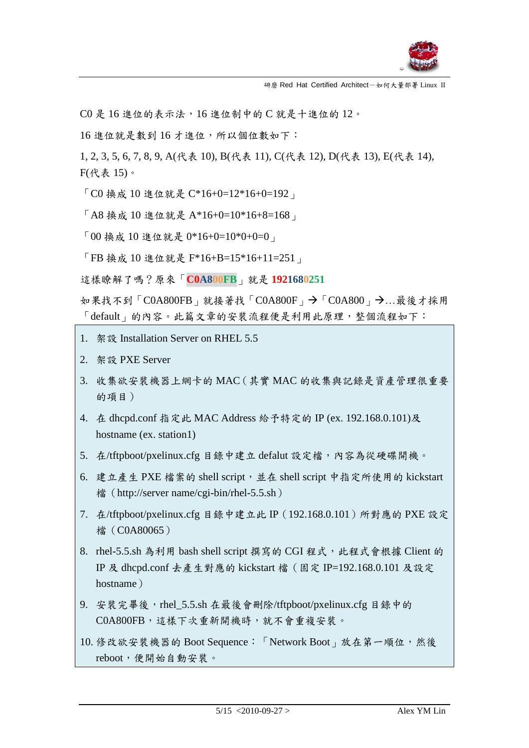C0 是 16 進位的表示法，16 進位制中的 C 就是十進位的 12。

16 進位就是數到 16 才進位，所以個位數如下：

1, 2, 3, 5, 6, 7, 8, 9, A(代表 10), B(代表 11), C(代表 12), D(代表 13), E(代表 14), F(代表 15)。

「C0 換成 10 進位就是 C*16+0=12*16+0=192」

「A8 換成 10 進位就是 A*16+0=10*16+8=168」

「00 換成 10 進位就是 0*16+0=10*0+0=0」

「FB 換成 10 進位就是 F*16+B=15*16+11=251」

這樣瞭解了嗎？原來「**C0A800FB**」就是 **1921680251**

如果找不到「C0A800FB」就接著找「C0A800F」→「C0A800」→…最後才採用「default」的內容。此篇文章的安裝流程便是利用此原理，整個流程如下：

1. 架設 Installation Server on RHEL 5.5
2. 架設 PXE Server
3. 收集欲安裝機器上網卡的 MAC（其實 MAC 的收集與記錄是資產管理很重要的項目）
4. 在 dhcpd.conf 指定此 MAC Address 給予特定的 IP (ex. 192.168.0.101)及 hostname (ex. station1)
5. 在/tftpboot/pxelinux.cfg 目錄中建立 defalut 設定檔，內容為從硬碟開機。
6. 建立產生 PXE 檔案的 shell script，並在 shell script 中指定所使用的 kickstart 檔（http://server name/cgi-bin/rhel-5.5.sh）
7. 在/tftpboot/pxelinux.cfg 目錄中建立此 IP（192.168.0.101）所對應的 PXE 設定檔（C0A80065）
8. rhel-5.5.sh 為利用 bash shell script 撰寫的 CGI 程式，此程式會根據 Client 的 IP 及 dhcpd.conf 去產生對應的 kickstart 檔（固定 IP=192.168.0.101 及設定 hostname）
9. 安裝完畢後，rhel_5.5.sh 在最後會刪除/tftpboot/pxelinux.cfg 目錄中的 C0A800FB，這樣下次重新開機時，就不會重複安裝。
10. 修改欲安裝機器的 Boot Sequence：「Network Boot」放在第一順位，然後 reboot，便開始自動安裝。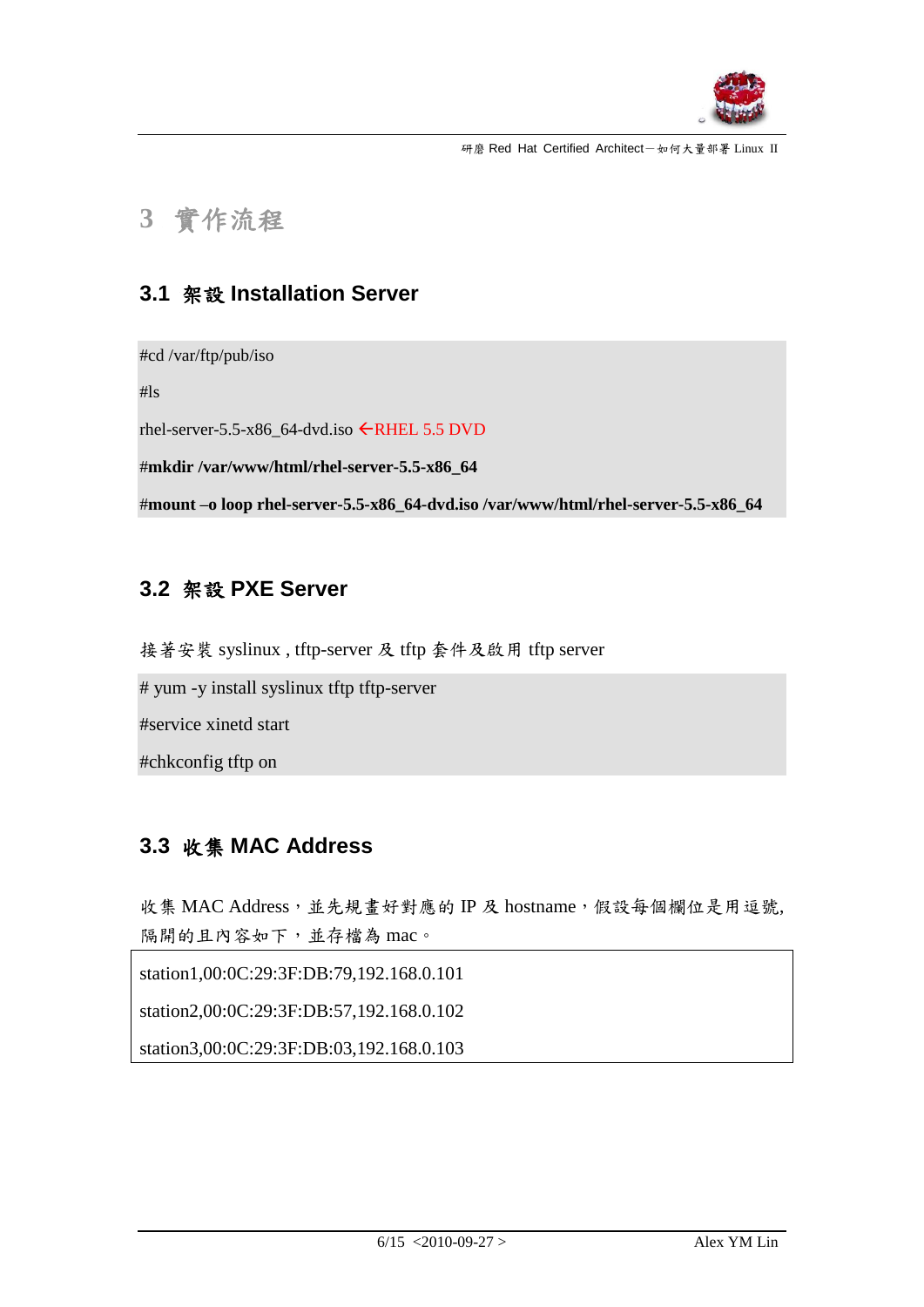# 3 實作流程

## 3.1 架設 Installation Server

```
#cd /var/ftp/pub/iso
#ls
rhel-server-5.5-x86_64-dvd.iso ←RHEL 5.5 DVD
#mkdir /var/www/html/rhel-server-5.5-x86_64
#mount –o loop rhel-server-5.5-x86_64-dvd.iso /var/www/html/rhel-server-5.5-x86_64
```

## 3.2 架設 PXE Server

接著安裝 syslinux , tftp-server 及 tftp 套件及啟用 tftp server

```
# yum -y install syslinux tftp tftp-server
#service xinetd start
#chkconfig tftp on
```

## 3.3 收集 MAC Address

收集 MAC Address，並先規畫好對應的 IP 及 hostname，假設每個欄位是用逗號, 隔開的且內容如下，並存檔為 mac。

```
station1,00:0C:29:3F:DB:79,192.168.0.101
station2,00:0C:29:3F:DB:57,192.168.0.102
station3,00:0C:29:3F:DB:03,192.168.0.103
```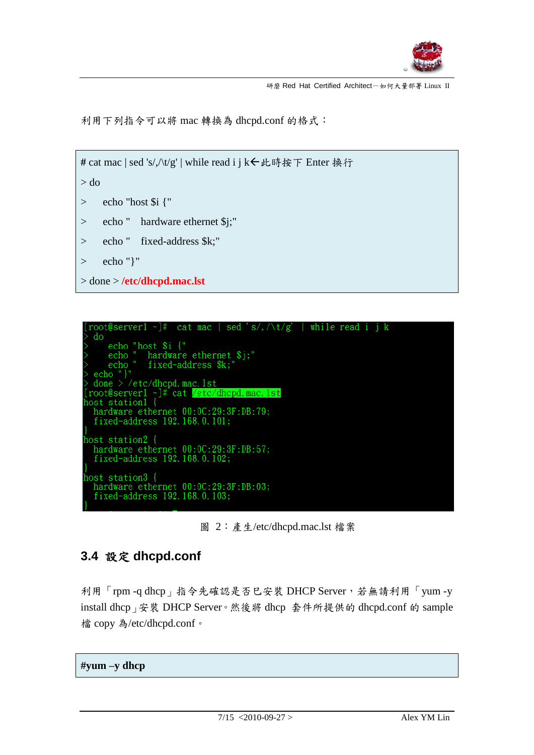利用下列指令可以將 mac 轉換為 dhcpd.conf 的格式：

```
# cat mac | sed 's/,/\t/g' | while read i j k←此時按下 Enter 換行
> do
>     echo "host $i {"
>     echo "    hardware ethernet $j;"
>     echo "    fixed-address $k;"
>     echo "}"
> done > /etc/dhcpd.mac.lst
```

```
[root@server1 ~]#  cat mac | sed 's/,/\t/g'  | while read i j k
> do
>     echo "host $i {"
>     echo "   hardware ethernet $j;"
>     echo "   fixed-address $k;"
> echo "}"
> done > /etc/dhcpd.mac.lst
[root@server1 ~]# cat /etc/dhcpd.mac.lst
host station1 {
   hardware ethernet 00:0C:29:3F:DB:79;
   fixed-address 192.168.0.101;
}
host station2 {
   hardware ethernet 00:0C:29:3F:DB:57;
   fixed-address 192.168.0.102;
}
host station3 {
   hardware ethernet 00:0C:29:3F:DB:03;
   fixed-address 192.168.0.103;
}
```

圖 2：產生/etc/dhcpd.mac.lst 檔案

## 3.4 設定 dhcpd.conf

利用「rpm -q dhcp」指令先確認是否已安裝 DHCP Server，若無請利用「yum -y install dhcp」安裝 DHCP Server。然後將 dhcp 套件所提供的 dhcpd.conf 的 sample 檔 copy 為/etc/dhcpd.conf。

```
#yum –y dhcp
```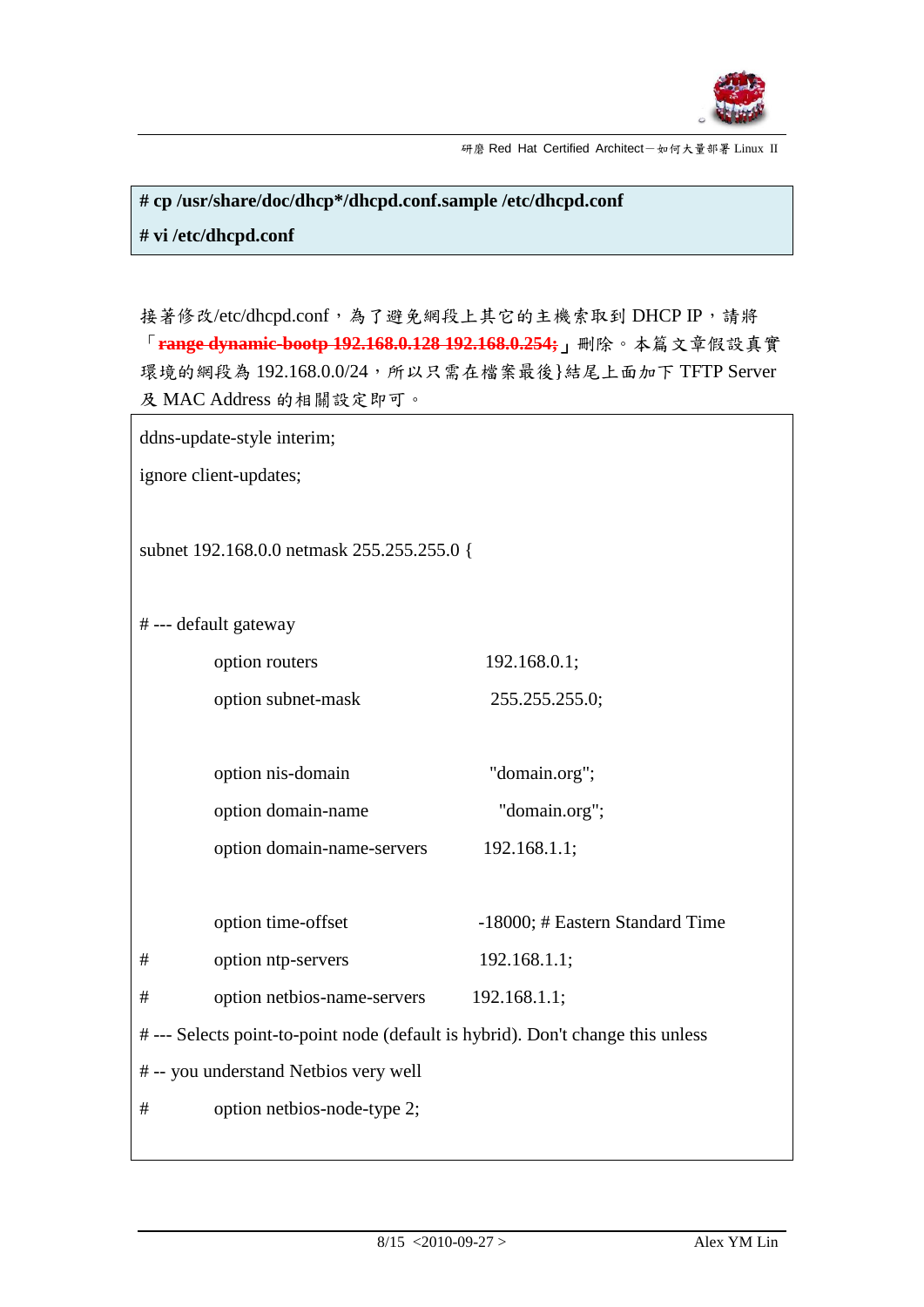```
# cp /usr/share/doc/dhcp*/dhcpd.conf.sample /etc/dhcpd.conf
# vi /etc/dhcpd.conf
```

接著修改/etc/dhcpd.conf，為了避免網段上其它的主機索取到 DHCP IP，請將「~~**range dynamic-bootp 192.168.0.128 192.168.0.254;**~~」刪除。本篇文章假設真實環境的網段為 192.168.0.0/24，所以只需在檔案最後}結尾上面加下 TFTP Server 及 MAC Address 的相關設定即可。

```
ddns-update-style interim;
ignore client-updates;

subnet 192.168.0.0 netmask 255.255.255.0 {

# --- default gateway
        option routers                  192.168.0.1;
        option subnet-mask              255.255.255.0;

        option nis-domain               "domain.org";
        option domain-name              "domain.org";
        option domain-name-servers      192.168.1.1;

        option time-offset              -18000; # Eastern Standard Time
#       option ntp-servers              192.168.1.1;
#       option netbios-name-servers     192.168.1.1;
# --- Selects point-to-point node (default is hybrid). Don't change this unless
# -- you understand Netbios very well
#       option netbios-node-type 2;
```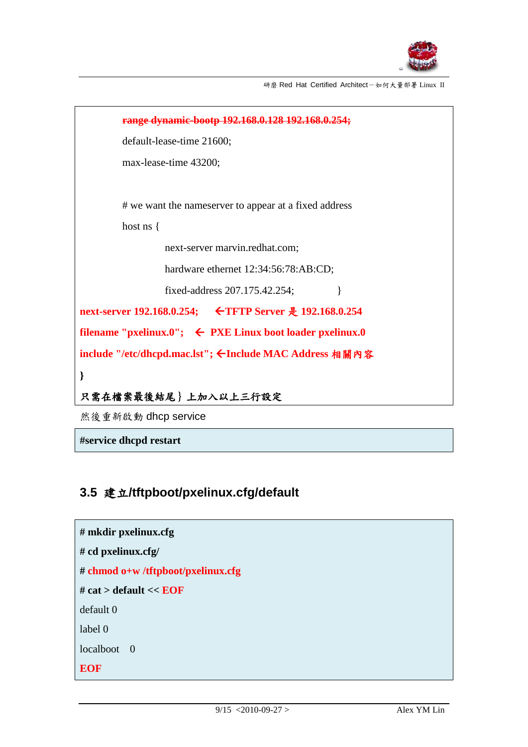```
range dynamic-bootp 192.168.0.128 192.168.0.254;
default-lease-time 21600;
max-lease-time 43200;

# we want the nameserver to appear at a fixed address
host ns {
        next-server marvin.redhat.com;
        hardware ethernet 12:34:56:78:AB:CD;
        fixed-address 207.175.42.254;           }
next-server 192.168.0.254;     ←TFTP Server 是 192.168.0.254
filename "pxelinux.0";    ←  PXE Linux boot loader pxelinux.0
include "/etc/dhcpd.mac.lst"; ←Include MAC Address 相關內容
}
```

**只需在檔案最後結尾｝上加入以上三行設定**

然後重新啟動 dhcp service

```
#service dhcpd restart
```

## 3.5 建立/tftpboot/pxelinux.cfg/default

```
# mkdir pxelinux.cfg
# cd pxelinux.cfg/
# chmod o+w /tftpboot/pxelinux.cfg
# cat > default << EOF
default 0
label 0
localboot    0
EOF
```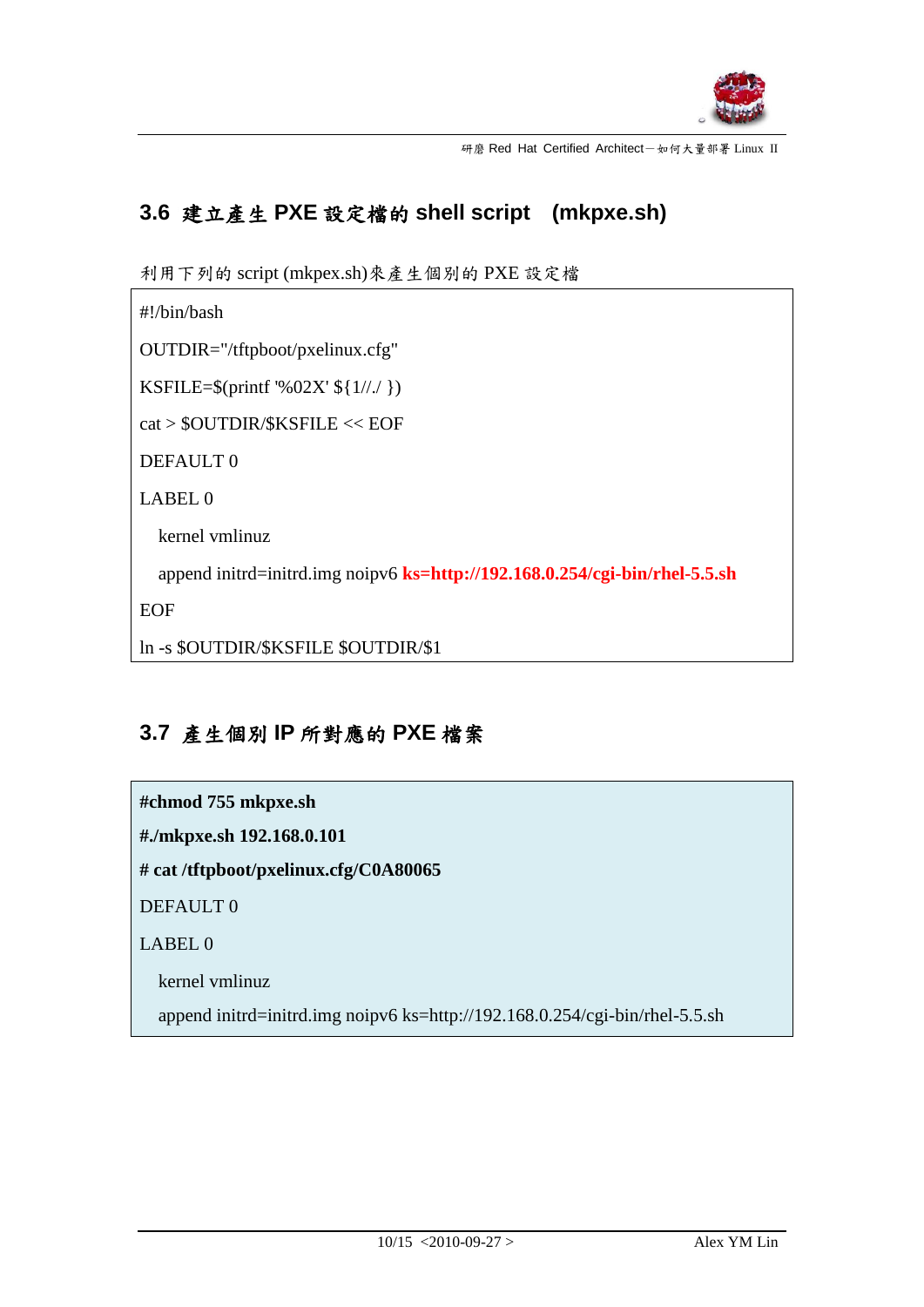## 3.6 建立產生 PXE 設定檔的 shell script (mkpxe.sh)

利用下列的 script (mkpex.sh)來產生個別的 PXE 設定檔

```
#!/bin/bash
OUTDIR="/tftpboot/pxelinux.cfg"
KSFILE=$(printf '%02X' ${1//./ })
cat > $OUTDIR/$KSFILE << EOF
DEFAULT 0
LABEL 0
   kernel vmlinuz
   append initrd=initrd.img noipv6 ks=http://192.168.0.254/cgi-bin/rhel-5.5.sh
EOF
ln -s $OUTDIR/$KSFILE $OUTDIR/$1
```

## 3.7 產生個別 IP 所對應的 PXE 檔案

```
#chmod 755 mkpxe.sh
#./mkpxe.sh 192.168.0.101
# cat /tftpboot/pxelinux.cfg/C0A80065
DEFAULT 0
LABEL 0
   kernel vmlinuz
   append initrd=initrd.img noipv6 ks=http://192.168.0.254/cgi-bin/rhel-5.5.sh
```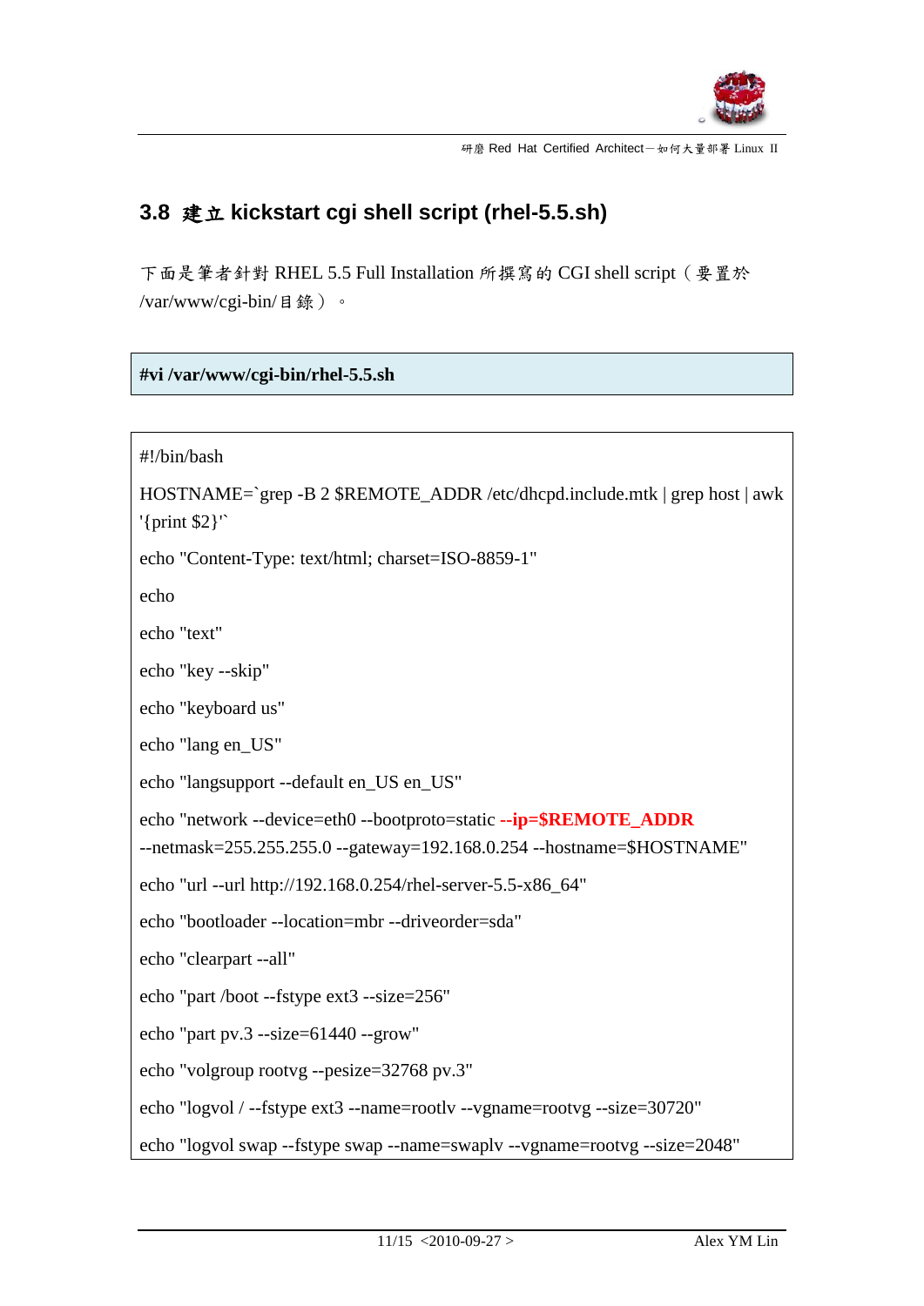## 3.8 建立 kickstart cgi shell script (rhel-5.5.sh)

下面是筆者針對 RHEL 5.5 Full Installation 所撰寫的 CGI shell script（要置於 /var/www/cgi-bin/目錄）。

```
#vi /var/www/cgi-bin/rhel-5.5.sh
```

```
#!/bin/bash
HOSTNAME=`grep -B 2 $REMOTE_ADDR /etc/dhcpd.include.mtk | grep host | awk '{print $2}'`
echo "Content-Type: text/html; charset=ISO-8859-1"
echo
echo "text"
echo "key --skip"
echo "keyboard us"
echo "lang en_US"
echo "langsupport --default en_US en_US"
echo "network --device=eth0 --bootproto=static --ip=$REMOTE_ADDR --netmask=255.255.255.0 --gateway=192.168.0.254 --hostname=$HOSTNAME"
echo "url --url http://192.168.0.254/rhel-server-5.5-x86_64"
echo "bootloader --location=mbr --driveorder=sda"
echo "clearpart --all"
echo "part /boot --fstype ext3 --size=256"
echo "part pv.3 --size=61440 --grow"
echo "volgroup rootvg --pesize=32768 pv.3"
echo "logvol / --fstype ext3 --name=rootlv --vgname=rootvg --size=30720"
echo "logvol swap --fstype swap --name=swaplv --vgname=rootvg --size=2048"
```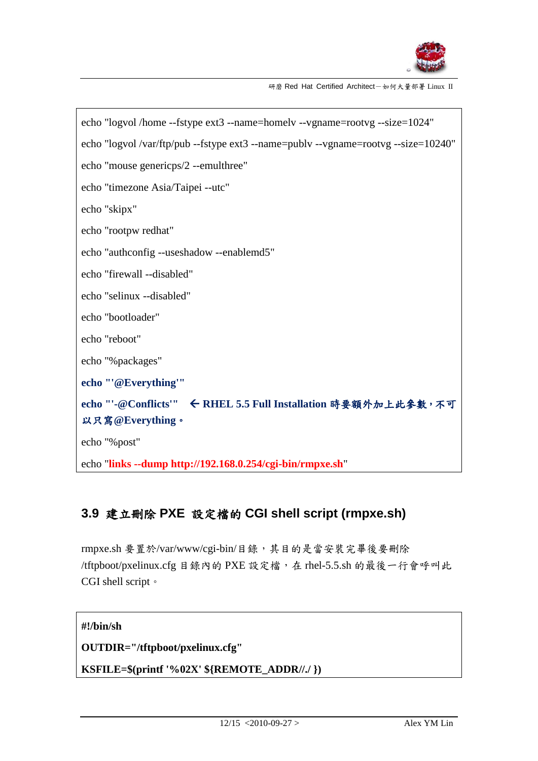```
echo "logvol /home --fstype ext3 --name=homelv --vgname=rootvg --size=1024"
echo "logvol /var/ftp/pub --fstype ext3 --name=publv --vgname=rootvg --size=10240"
echo "mouse genericps/2 --emulthree"
echo "timezone Asia/Taipei --utc"
echo "skipx"
echo "rootpw redhat"
echo "authconfig --useshadow --enablemd5"
echo "firewall --disabled"
echo "selinux --disabled"
echo "bootloader"
echo "reboot"
echo "%packages"
echo "'@Everything'"
echo "'-@Conflicts'"   ← RHEL 5.5 Full Installation 時要額外加上此參數，不可以只寫@Everything。
echo "%post"
echo "links --dump http://192.168.0.254/cgi-bin/rmpxe.sh"
```

### 3.9 建立刪除 PXE 設定檔的 CGI shell script (rmpxe.sh)

rmpxe.sh 要置於/var/www/cgi-bin/目錄，其目的是當安裝完畢後要刪除/tftpboot/pxelinux.cfg 目錄內的 PXE 設定檔，在 rhel-5.5.sh 的最後一行會呼叫此 CGI shell script。

```
#!/bin/sh
OUTDIR="/tftpboot/pxelinux.cfg"
KSFILE=$(printf '%02X' ${REMOTE_ADDR//./ })
```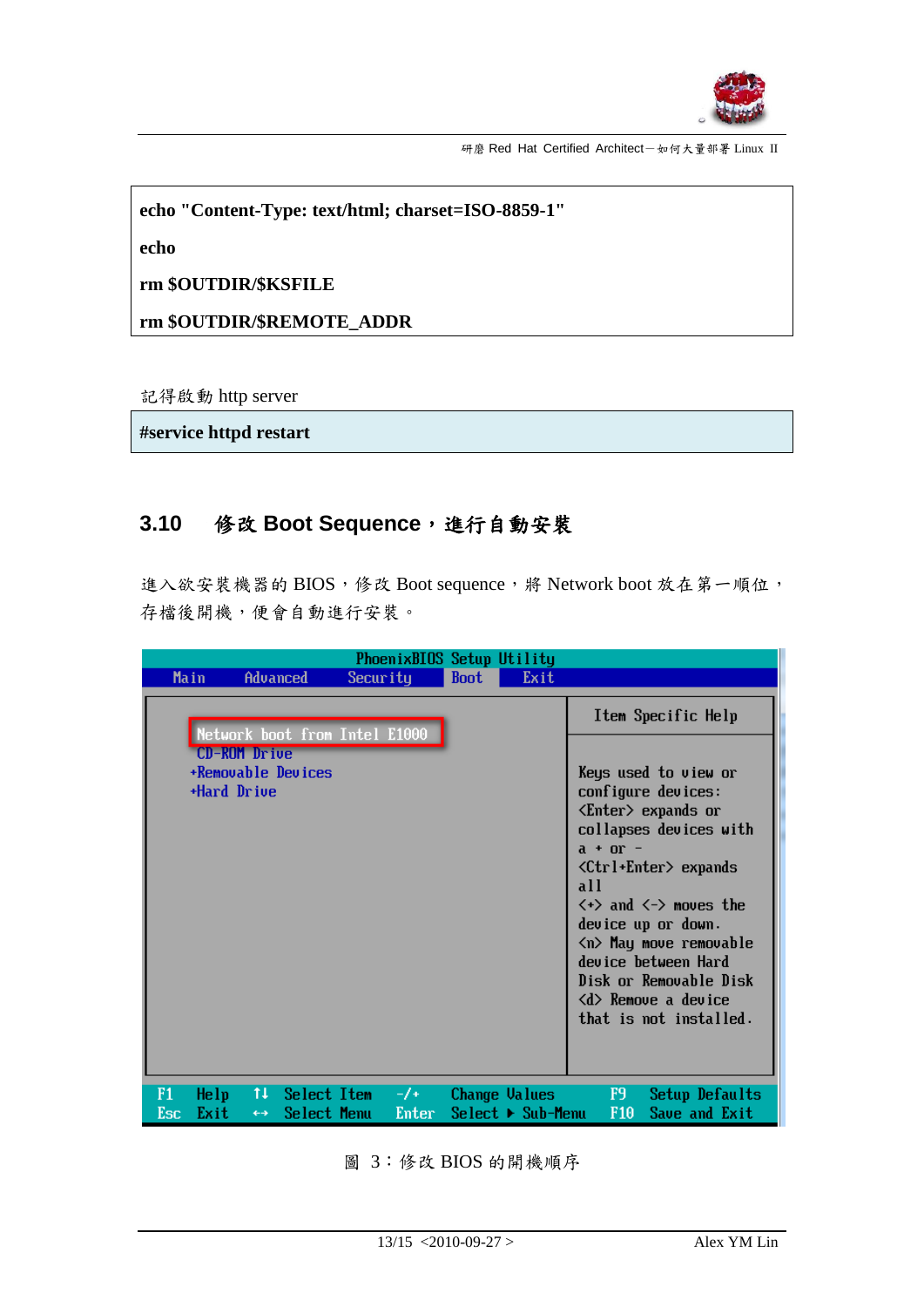```
echo "Content-Type: text/html; charset=ISO-8859-1"
echo
rm $OUTDIR/$KSFILE
rm $OUTDIR/$REMOTE_ADDR
```

記得啟動 http server

```
#service httpd restart
```

## 3.10 修改 Boot Sequence，進行自動安裝

進入欲安裝機器的 BIOS，修改 Boot sequence，將 Network boot 放在第一順位，存檔後開機，便會自動進行安裝。

圖 3：修改 BIOS 的開機順序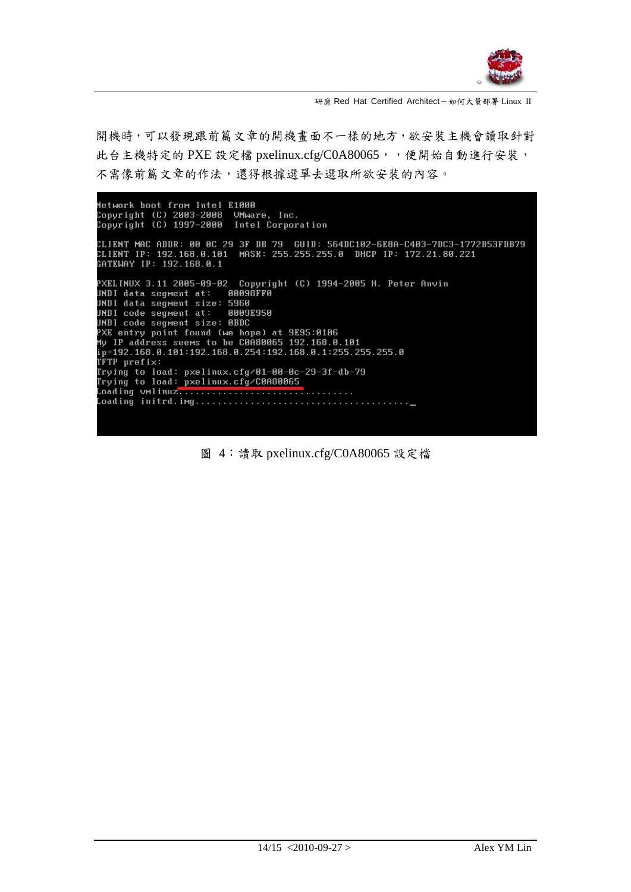開機時，可以發現跟前篇文章的開機畫面不一樣的地方，欲安裝主機會讀取針對此台主機特定的 PXE 設定檔 pxelinux.cfg/C0A80065，，便開始自動進行安裝，不需像前篇文章的作法，還得根據選單去選取所欲安裝的內容。

```
Network boot from Intel E1000
Copyright (C) 2003-2008  VMware, Inc.
Copyright (C) 1997-2000  Intel Corporation

CLIENT MAC ADDR: 00 0C 29 3F DB 79  GUID: 564DC102-6E8A-C403-7DC3-1772B53FDB79
CLIENT IP: 192.168.0.101  MASK: 255.255.255.0  DHCP IP: 172.21.80.221
GATEWAY IP: 192.168.0.1

PXELINUX 3.11 2005-09-02  Copyright (C) 1994-2005 H. Peter Anvin
UNDI data segment at:   00098FF0
UNDI data segment size: 5960
UNDI code segment at:   0009E950
UNDI code segment size: 0BDC
PXE entry point found (we hope) at 9E95:0106
My IP address seems to be C0A80065 192.168.0.101
ip=192.168.0.101:192.168.0.254:192.168.0.1:255.255.255.0
TFTP prefix:
Trying to load: pxelinux.cfg/01-00-0c-29-3f-db-79
Trying to load: pxelinux.cfg/C0A80065
Loading vmlinuz................................
Loading initrd.img......................................_
```

圖 4：讀取 pxelinux.cfg/C0A80065 設定檔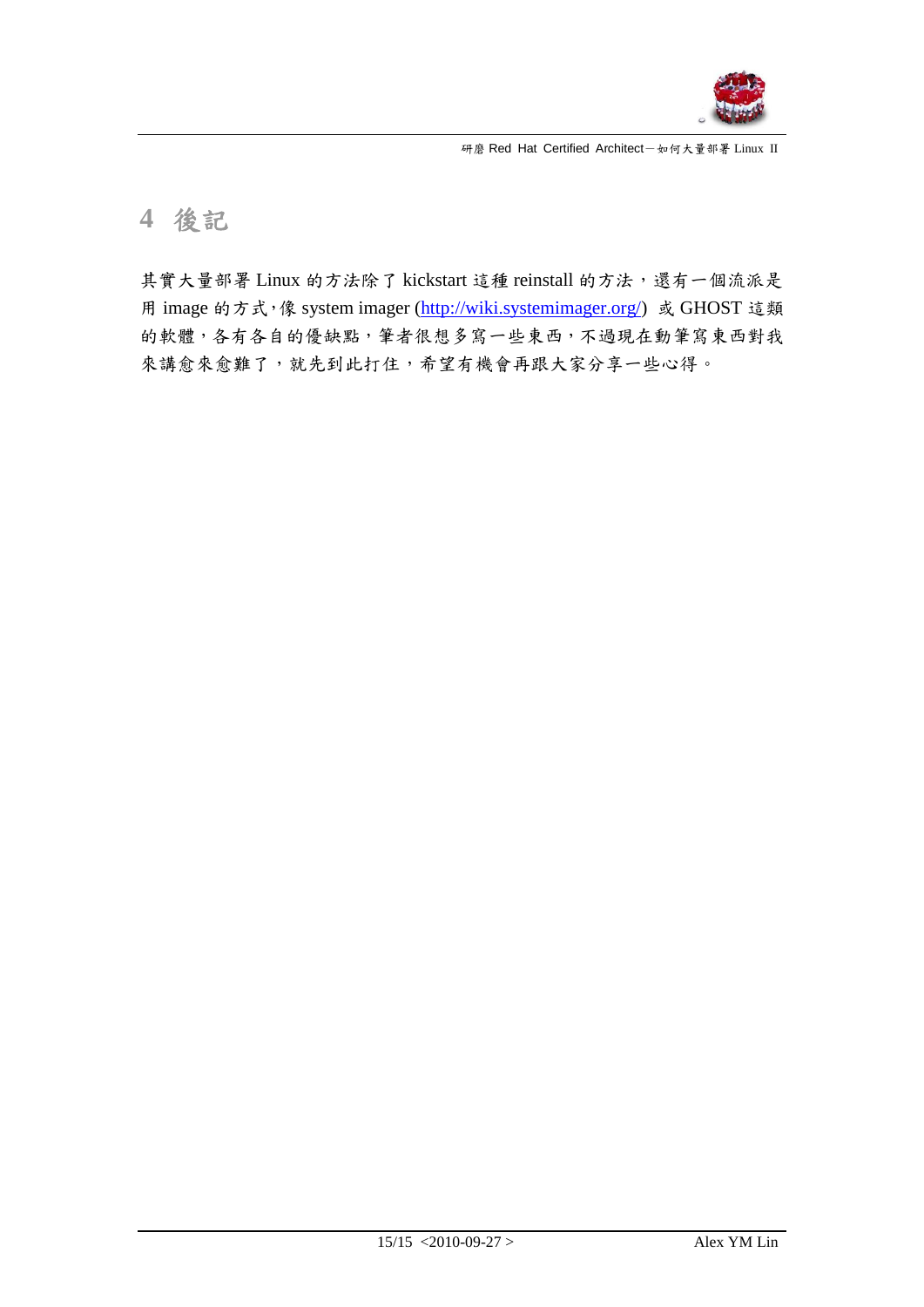# 4 後記

其實大量部署 Linux 的方法除了 kickstart 這種 reinstall 的方法，還有一個流派是用 image 的方式，像 system imager (http://wiki.systemimager.org/) 或 GHOST 這類的軟體，各有各自的優缺點，筆者很想多寫一些東西，不過現在動筆寫東西對我來講愈來愈難了，就先到此打住，希望有機會再跟大家分享一些心得。